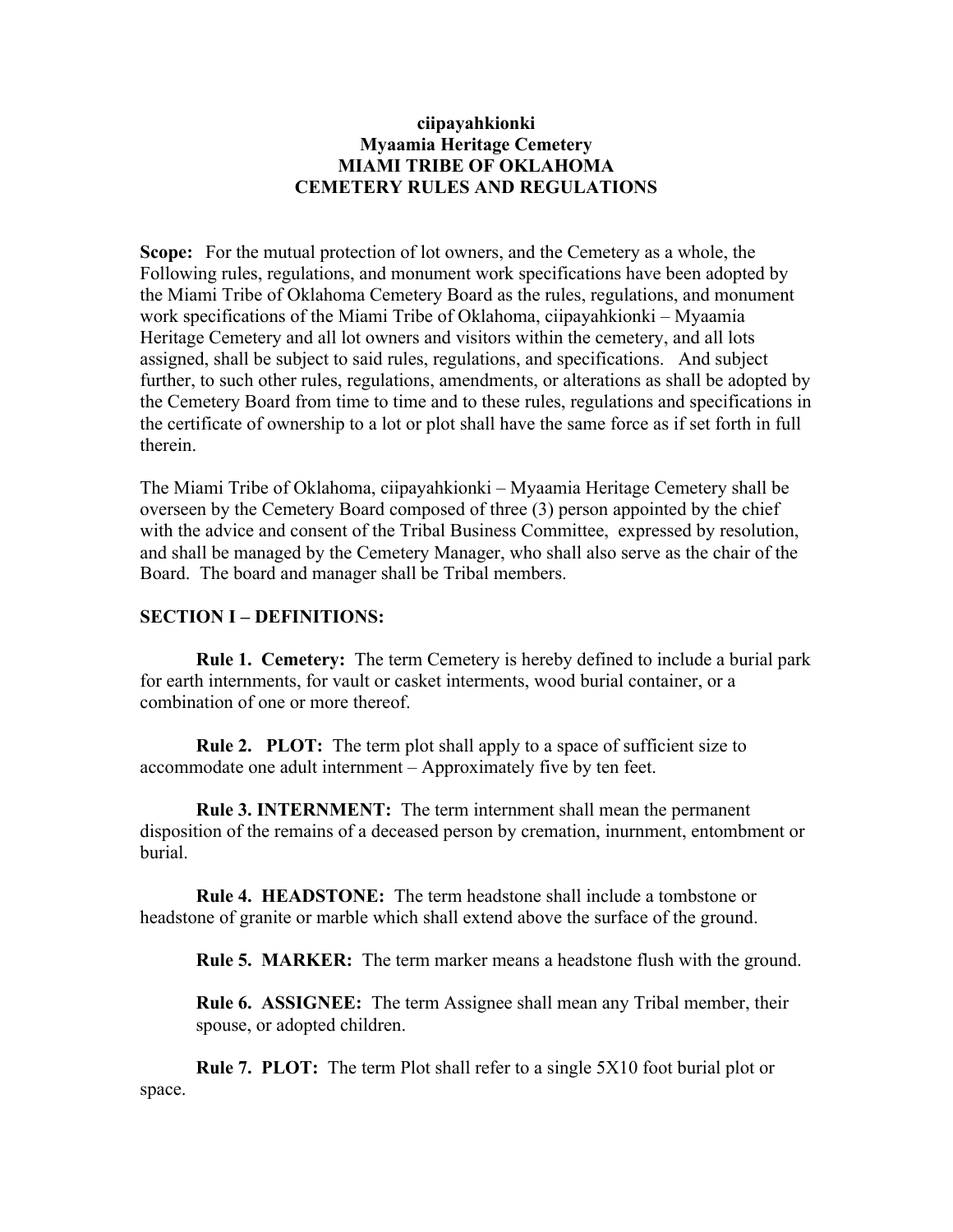**ciipayahkionki**
**Myaamia Heritage Cemetery**
**MIAMI TRIBE OF OKLAHOMA**
**CEMETERY RULES AND REGULATIONS**

**Scope:** For the mutual protection of lot owners, and the Cemetery as a whole, the Following rules, regulations, and monument work specifications have been adopted by the Miami Tribe of Oklahoma Cemetery Board as the rules, regulations, and monument work specifications of the Miami Tribe of Oklahoma, ciipayahkionki – Myaamia Heritage Cemetery and all lot owners and visitors within the cemetery, and all lots assigned, shall be subject to said rules, regulations, and specifications. And subject further, to such other rules, regulations, amendments, or alterations as shall be adopted by the Cemetery Board from time to time and to these rules, regulations and specifications in the certificate of ownership to a lot or plot shall have the same force as if set forth in full therein.

The Miami Tribe of Oklahoma, ciipayahkionki – Myaamia Heritage Cemetery shall be overseen by the Cemetery Board composed of three (3) person appointed by the chief with the advice and consent of the Tribal Business Committee, expressed by resolution, and shall be managed by the Cemetery Manager, who shall also serve as the chair of the Board. The board and manager shall be Tribal members.

## SECTION I – DEFINITIONS:

**Rule 1. Cemetery:** The term Cemetery is hereby defined to include a burial park for earth internments, for vault or casket interments, wood burial container, or a combination of one or more thereof.

**Rule 2. PLOT:** The term plot shall apply to a space of sufficient size to accommodate one adult internment – Approximately five by ten feet.

**Rule 3. INTERNMENT:** The term internment shall mean the permanent disposition of the remains of a deceased person by cremation, inurnment, entombment or burial.

**Rule 4. HEADSTONE:** The term headstone shall include a tombstone or headstone of granite or marble which shall extend above the surface of the ground.

**Rule 5. MARKER:** The term marker means a headstone flush with the ground.

**Rule 6. ASSIGNEE:** The term Assignee shall mean any Tribal member, their spouse, or adopted children.

**Rule 7. PLOT:** The term Plot shall refer to a single 5X10 foot burial plot or space.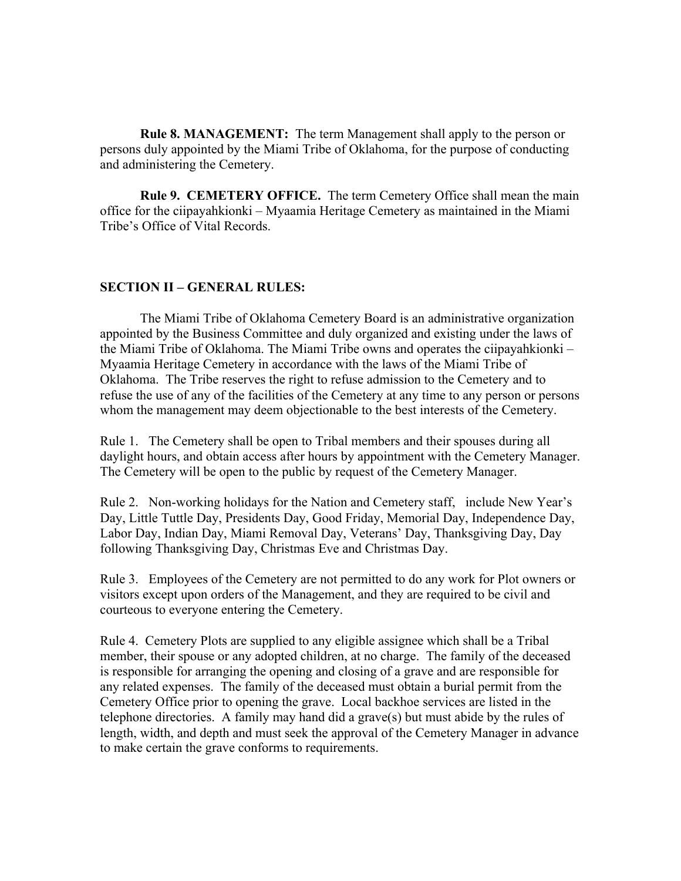**Rule 8. MANAGEMENT:** The term Management shall apply to the person or persons duly appointed by the Miami Tribe of Oklahoma, for the purpose of conducting and administering the Cemetery.

**Rule 9. CEMETERY OFFICE.** The term Cemetery Office shall mean the main office for the ciipayahkionki – Myaamia Heritage Cemetery as maintained in the Miami Tribe's Office of Vital Records.

## SECTION II – GENERAL RULES:

The Miami Tribe of Oklahoma Cemetery Board is an administrative organization appointed by the Business Committee and duly organized and existing under the laws of the Miami Tribe of Oklahoma. The Miami Tribe owns and operates the ciipayahkionki – Myaamia Heritage Cemetery in accordance with the laws of the Miami Tribe of Oklahoma. The Tribe reserves the right to refuse admission to the Cemetery and to refuse the use of any of the facilities of the Cemetery at any time to any person or persons whom the management may deem objectionable to the best interests of the Cemetery.

Rule 1. The Cemetery shall be open to Tribal members and their spouses during all daylight hours, and obtain access after hours by appointment with the Cemetery Manager. The Cemetery will be open to the public by request of the Cemetery Manager.

Rule 2. Non-working holidays for the Nation and Cemetery staff, include New Year's Day, Little Tuttle Day, Presidents Day, Good Friday, Memorial Day, Independence Day, Labor Day, Indian Day, Miami Removal Day, Veterans' Day, Thanksgiving Day, Day following Thanksgiving Day, Christmas Eve and Christmas Day.

Rule 3. Employees of the Cemetery are not permitted to do any work for Plot owners or visitors except upon orders of the Management, and they are required to be civil and courteous to everyone entering the Cemetery.

Rule 4. Cemetery Plots are supplied to any eligible assignee which shall be a Tribal member, their spouse or any adopted children, at no charge. The family of the deceased is responsible for arranging the opening and closing of a grave and are responsible for any related expenses. The family of the deceased must obtain a burial permit from the Cemetery Office prior to opening the grave. Local backhoe services are listed in the telephone directories. A family may hand did a grave(s) but must abide by the rules of length, width, and depth and must seek the approval of the Cemetery Manager in advance to make certain the grave conforms to requirements.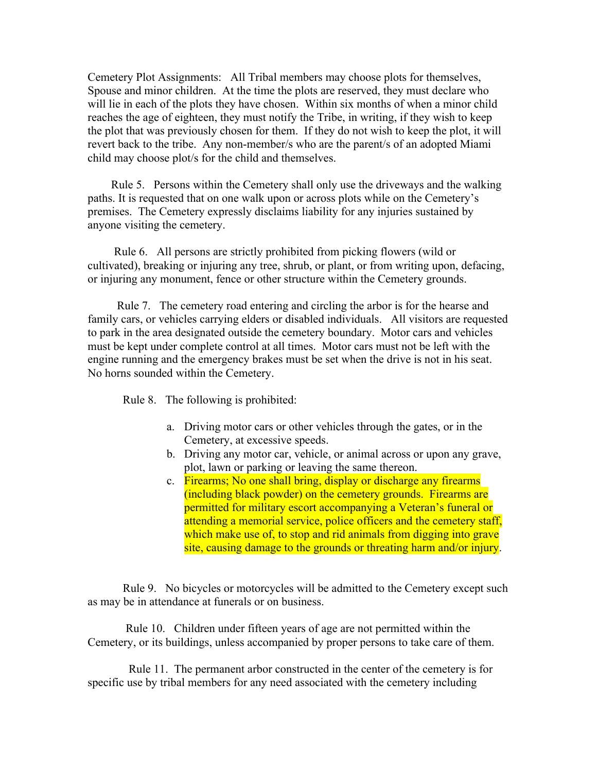Cemetery Plot Assignments: All Tribal members may choose plots for themselves, Spouse and minor children. At the time the plots are reserved, they must declare who will lie in each of the plots they have chosen. Within six months of when a minor child reaches the age of eighteen, they must notify the Tribe, in writing, if they wish to keep the plot that was previously chosen for them. If they do not wish to keep the plot, it will revert back to the tribe. Any non-member/s who are the parent/s of an adopted Miami child may choose plot/s for the child and themselves.

Rule 5. Persons within the Cemetery shall only use the driveways and the walking paths. It is requested that on one walk upon or across plots while on the Cemetery's premises. The Cemetery expressly disclaims liability for any injuries sustained by anyone visiting the cemetery.

Rule 6. All persons are strictly prohibited from picking flowers (wild or cultivated), breaking or injuring any tree, shrub, or plant, or from writing upon, defacing, or injuring any monument, fence or other structure within the Cemetery grounds.

Rule 7. The cemetery road entering and circling the arbor is for the hearse and family cars, or vehicles carrying elders or disabled individuals. All visitors are requested to park in the area designated outside the cemetery boundary. Motor cars and vehicles must be kept under complete control at all times. Motor cars must not be left with the engine running and the emergency brakes must be set when the drive is not in his seat. No horns sounded within the Cemetery.

Rule 8. The following is prohibited:

a. Driving motor cars or other vehicles through the gates, or in the Cemetery, at excessive speeds.
b. Driving any motor car, vehicle, or animal across or upon any grave, plot, lawn or parking or leaving the same thereon.
c. Firearms; No one shall bring, display or discharge any firearms (including black powder) on the cemetery grounds. Firearms are permitted for military escort accompanying a Veteran's funeral or attending a memorial service, police officers and the cemetery staff, which make use of, to stop and rid animals from digging into grave site, causing damage to the grounds or threating harm and/or injury.

Rule 9. No bicycles or motorcycles will be admitted to the Cemetery except such as may be in attendance at funerals or on business.

Rule 10. Children under fifteen years of age are not permitted within the Cemetery, or its buildings, unless accompanied by proper persons to take care of them.

Rule 11. The permanent arbor constructed in the center of the cemetery is for specific use by tribal members for any need associated with the cemetery including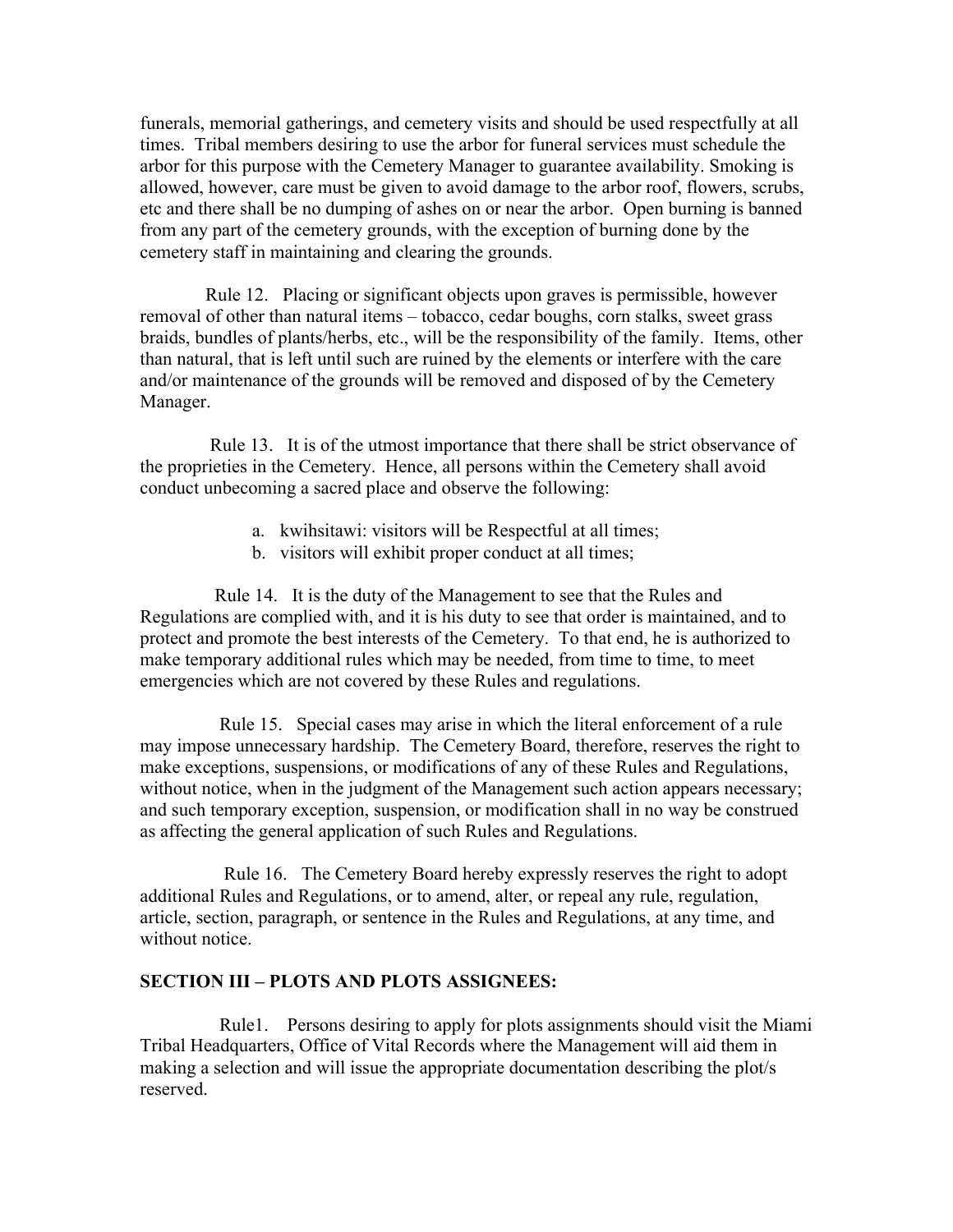funerals, memorial gatherings, and cemetery visits and should be used respectfully at all times. Tribal members desiring to use the arbor for funeral services must schedule the arbor for this purpose with the Cemetery Manager to guarantee availability. Smoking is allowed, however, care must be given to avoid damage to the arbor roof, flowers, scrubs, etc and there shall be no dumping of ashes on or near the arbor. Open burning is banned from any part of the cemetery grounds, with the exception of burning done by the cemetery staff in maintaining and clearing the grounds.

Rule 12. Placing or significant objects upon graves is permissible, however removal of other than natural items – tobacco, cedar boughs, corn stalks, sweet grass braids, bundles of plants/herbs, etc., will be the responsibility of the family. Items, other than natural, that is left until such are ruined by the elements or interfere with the care and/or maintenance of the grounds will be removed and disposed of by the Cemetery Manager.

Rule 13. It is of the utmost importance that there shall be strict observance of the proprieties in the Cemetery. Hence, all persons within the Cemetery shall avoid conduct unbecoming a sacred place and observe the following:

a. kwihsitawi: visitors will be Respectful at all times;
b. visitors will exhibit proper conduct at all times;

Rule 14. It is the duty of the Management to see that the Rules and Regulations are complied with, and it is his duty to see that order is maintained, and to protect and promote the best interests of the Cemetery. To that end, he is authorized to make temporary additional rules which may be needed, from time to time, to meet emergencies which are not covered by these Rules and regulations.

Rule 15. Special cases may arise in which the literal enforcement of a rule may impose unnecessary hardship. The Cemetery Board, therefore, reserves the right to make exceptions, suspensions, or modifications of any of these Rules and Regulations, without notice, when in the judgment of the Management such action appears necessary; and such temporary exception, suspension, or modification shall in no way be construed as affecting the general application of such Rules and Regulations.

Rule 16. The Cemetery Board hereby expressly reserves the right to adopt additional Rules and Regulations, or to amend, alter, or repeal any rule, regulation, article, section, paragraph, or sentence in the Rules and Regulations, at any time, and without notice.

**SECTION III – PLOTS AND PLOTS ASSIGNEES:**

Rule1. Persons desiring to apply for plots assignments should visit the Miami Tribal Headquarters, Office of Vital Records where the Management will aid them in making a selection and will issue the appropriate documentation describing the plot/s reserved.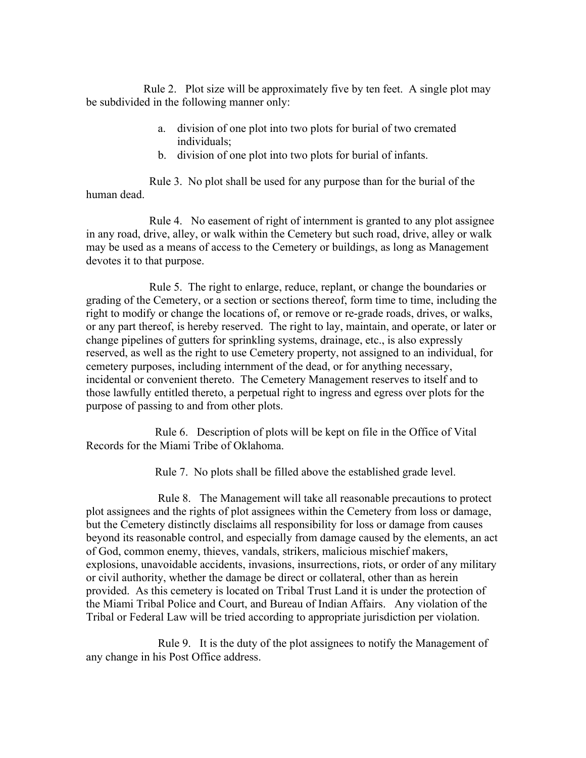Rule 2. Plot size will be approximately five by ten feet. A single plot may be subdivided in the following manner only:

a. division of one plot into two plots for burial of two cremated individuals;
b. division of one plot into two plots for burial of infants.

Rule 3. No plot shall be used for any purpose than for the burial of the human dead.

Rule 4. No easement of right of internment is granted to any plot assignee in any road, drive, alley, or walk within the Cemetery but such road, drive, alley or walk may be used as a means of access to the Cemetery or buildings, as long as Management devotes it to that purpose.

Rule 5. The right to enlarge, reduce, replant, or change the boundaries or grading of the Cemetery, or a section or sections thereof, form time to time, including the right to modify or change the locations of, or remove or re-grade roads, drives, or walks, or any part thereof, is hereby reserved. The right to lay, maintain, and operate, or later or change pipelines of gutters for sprinkling systems, drainage, etc., is also expressly reserved, as well as the right to use Cemetery property, not assigned to an individual, for cemetery purposes, including internment of the dead, or for anything necessary, incidental or convenient thereto. The Cemetery Management reserves to itself and to those lawfully entitled thereto, a perpetual right to ingress and egress over plots for the purpose of passing to and from other plots.

Rule 6. Description of plots will be kept on file in the Office of Vital Records for the Miami Tribe of Oklahoma.

Rule 7. No plots shall be filled above the established grade level.

Rule 8. The Management will take all reasonable precautions to protect plot assignees and the rights of plot assignees within the Cemetery from loss or damage, but the Cemetery distinctly disclaims all responsibility for loss or damage from causes beyond its reasonable control, and especially from damage caused by the elements, an act of God, common enemy, thieves, vandals, strikers, malicious mischief makers, explosions, unavoidable accidents, invasions, insurrections, riots, or order of any military or civil authority, whether the damage be direct or collateral, other than as herein provided. As this cemetery is located on Tribal Trust Land it is under the protection of the Miami Tribal Police and Court, and Bureau of Indian Affairs. Any violation of the Tribal or Federal Law will be tried according to appropriate jurisdiction per violation.

Rule 9. It is the duty of the plot assignees to notify the Management of any change in his Post Office address.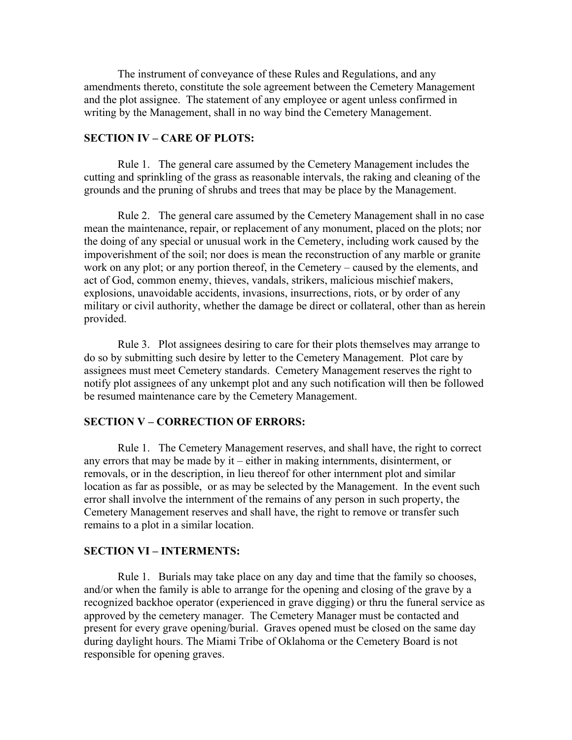The instrument of conveyance of these Rules and Regulations, and any amendments thereto, constitute the sole agreement between the Cemetery Management and the plot assignee. The statement of any employee or agent unless confirmed in writing by the Management, shall in no way bind the Cemetery Management.

**SECTION IV – CARE OF PLOTS:**

Rule 1. The general care assumed by the Cemetery Management includes the cutting and sprinkling of the grass as reasonable intervals, the raking and cleaning of the grounds and the pruning of shrubs and trees that may be place by the Management.

Rule 2. The general care assumed by the Cemetery Management shall in no case mean the maintenance, repair, or replacement of any monument, placed on the plots; nor the doing of any special or unusual work in the Cemetery, including work caused by the impoverishment of the soil; nor does is mean the reconstruction of any marble or granite work on any plot; or any portion thereof, in the Cemetery – caused by the elements, and act of God, common enemy, thieves, vandals, strikers, malicious mischief makers, explosions, unavoidable accidents, invasions, insurrections, riots, or by order of any military or civil authority, whether the damage be direct or collateral, other than as herein provided.

Rule 3. Plot assignees desiring to care for their plots themselves may arrange to do so by submitting such desire by letter to the Cemetery Management. Plot care by assignees must meet Cemetery standards. Cemetery Management reserves the right to notify plot assignees of any unkempt plot and any such notification will then be followed be resumed maintenance care by the Cemetery Management.

**SECTION V – CORRECTION OF ERRORS:**

Rule 1. The Cemetery Management reserves, and shall have, the right to correct any errors that may be made by it – either in making internments, disinterment, or removals, or in the description, in lieu thereof for other internment plot and similar location as far as possible, or as may be selected by the Management. In the event such error shall involve the internment of the remains of any person in such property, the Cemetery Management reserves and shall have, the right to remove or transfer such remains to a plot in a similar location.

**SECTION VI – INTERMENTS:**

Rule 1. Burials may take place on any day and time that the family so chooses, and/or when the family is able to arrange for the opening and closing of the grave by a recognized backhoe operator (experienced in grave digging) or thru the funeral service as approved by the cemetery manager. The Cemetery Manager must be contacted and present for every grave opening/burial. Graves opened must be closed on the same day during daylight hours. The Miami Tribe of Oklahoma or the Cemetery Board is not responsible for opening graves.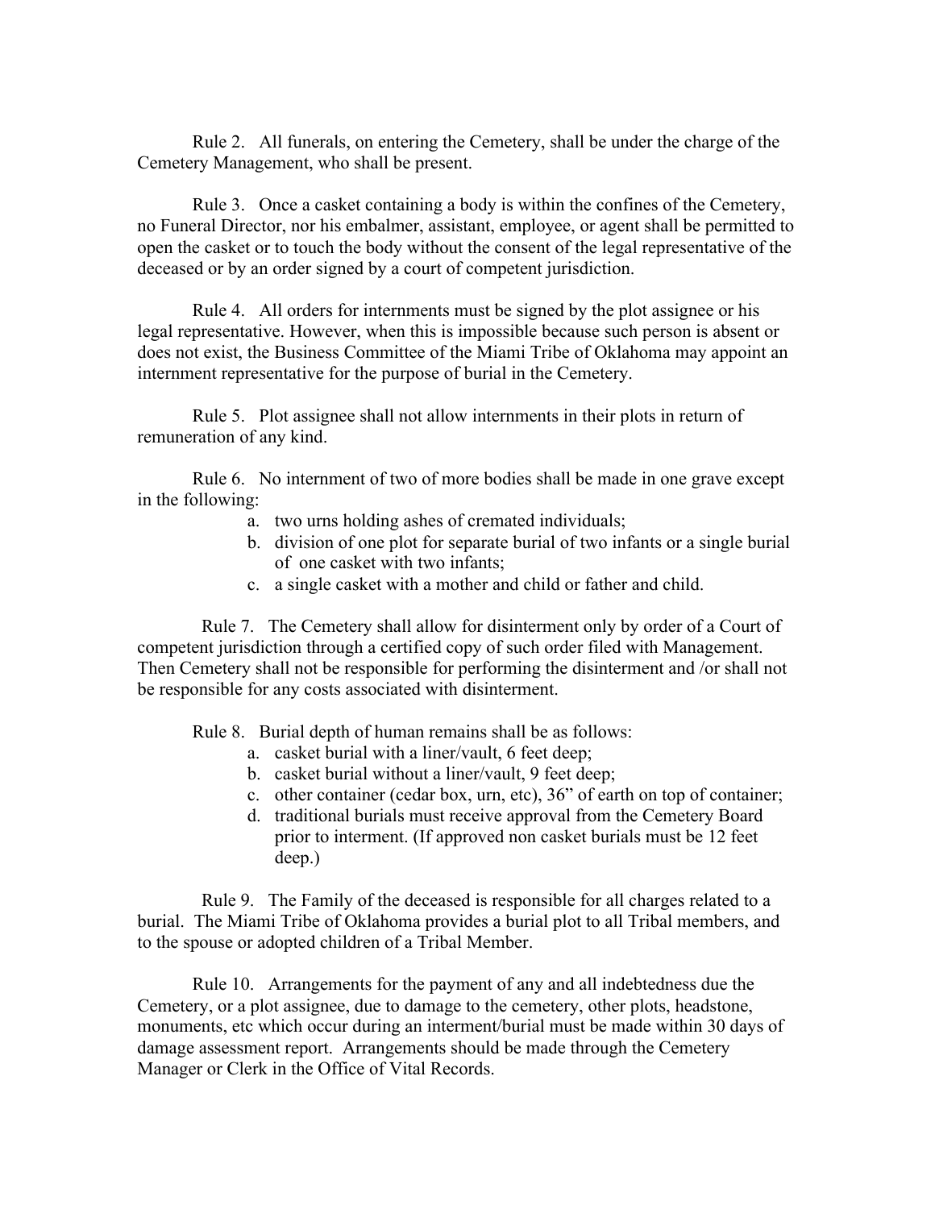Rule 2. All funerals, on entering the Cemetery, shall be under the charge of the Cemetery Management, who shall be present.

Rule 3. Once a casket containing a body is within the confines of the Cemetery, no Funeral Director, nor his embalmer, assistant, employee, or agent shall be permitted to open the casket or to touch the body without the consent of the legal representative of the deceased or by an order signed by a court of competent jurisdiction.

Rule 4. All orders for internments must be signed by the plot assignee or his legal representative. However, when this is impossible because such person is absent or does not exist, the Business Committee of the Miami Tribe of Oklahoma may appoint an internment representative for the purpose of burial in the Cemetery.

Rule 5. Plot assignee shall not allow internments in their plots in return of remuneration of any kind.

Rule 6. No internment of two of more bodies shall be made in one grave except in the following:

a. two urns holding ashes of cremated individuals;
b. division of one plot for separate burial of two infants or a single burial of one casket with two infants;
c. a single casket with a mother and child or father and child.

Rule 7. The Cemetery shall allow for disinterment only by order of a Court of competent jurisdiction through a certified copy of such order filed with Management. Then Cemetery shall not be responsible for performing the disinterment and /or shall not be responsible for any costs associated with disinterment.

Rule 8. Burial depth of human remains shall be as follows:

a. casket burial with a liner/vault, 6 feet deep;
b. casket burial without a liner/vault, 9 feet deep;
c. other container (cedar box, urn, etc), 36" of earth on top of container;
d. traditional burials must receive approval from the Cemetery Board prior to interment. (If approved non casket burials must be 12 feet deep.)

Rule 9. The Family of the deceased is responsible for all charges related to a burial. The Miami Tribe of Oklahoma provides a burial plot to all Tribal members, and to the spouse or adopted children of a Tribal Member.

Rule 10. Arrangements for the payment of any and all indebtedness due the Cemetery, or a plot assignee, due to damage to the cemetery, other plots, headstone, monuments, etc which occur during an interment/burial must be made within 30 days of damage assessment report. Arrangements should be made through the Cemetery Manager or Clerk in the Office of Vital Records.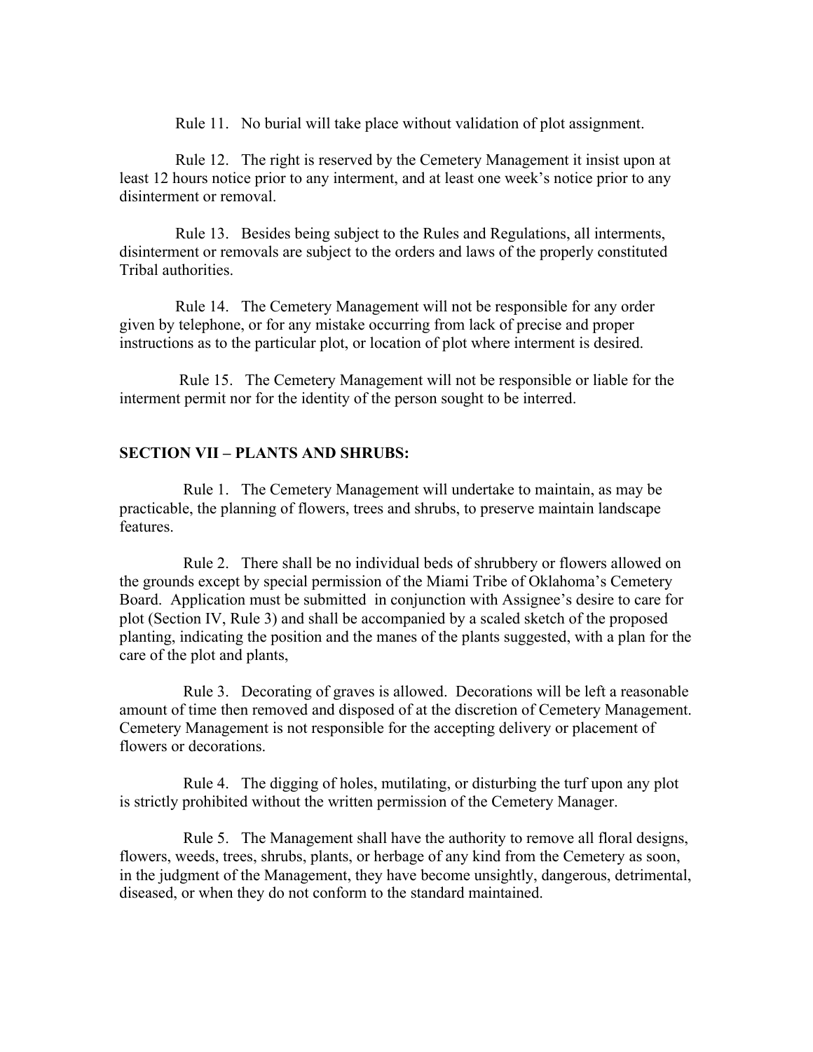Rule 11. No burial will take place without validation of plot assignment.

Rule 12. The right is reserved by the Cemetery Management it insist upon at least 12 hours notice prior to any interment, and at least one week's notice prior to any disinterment or removal.

Rule 13. Besides being subject to the Rules and Regulations, all interments, disinterment or removals are subject to the orders and laws of the properly constituted Tribal authorities.

Rule 14. The Cemetery Management will not be responsible for any order given by telephone, or for any mistake occurring from lack of precise and proper instructions as to the particular plot, or location of plot where interment is desired.

Rule 15. The Cemetery Management will not be responsible or liable for the interment permit nor for the identity of the person sought to be interred.

**SECTION VII – PLANTS AND SHRUBS:**

Rule 1. The Cemetery Management will undertake to maintain, as may be practicable, the planning of flowers, trees and shrubs, to preserve maintain landscape features.

Rule 2. There shall be no individual beds of shrubbery or flowers allowed on the grounds except by special permission of the Miami Tribe of Oklahoma's Cemetery Board. Application must be submitted in conjunction with Assignee's desire to care for plot (Section IV, Rule 3) and shall be accompanied by a scaled sketch of the proposed planting, indicating the position and the manes of the plants suggested, with a plan for the care of the plot and plants,

Rule 3. Decorating of graves is allowed. Decorations will be left a reasonable amount of time then removed and disposed of at the discretion of Cemetery Management. Cemetery Management is not responsible for the accepting delivery or placement of flowers or decorations.

Rule 4. The digging of holes, mutilating, or disturbing the turf upon any plot is strictly prohibited without the written permission of the Cemetery Manager.

Rule 5. The Management shall have the authority to remove all floral designs, flowers, weeds, trees, shrubs, plants, or herbage of any kind from the Cemetery as soon, in the judgment of the Management, they have become unsightly, dangerous, detrimental, diseased, or when they do not conform to the standard maintained.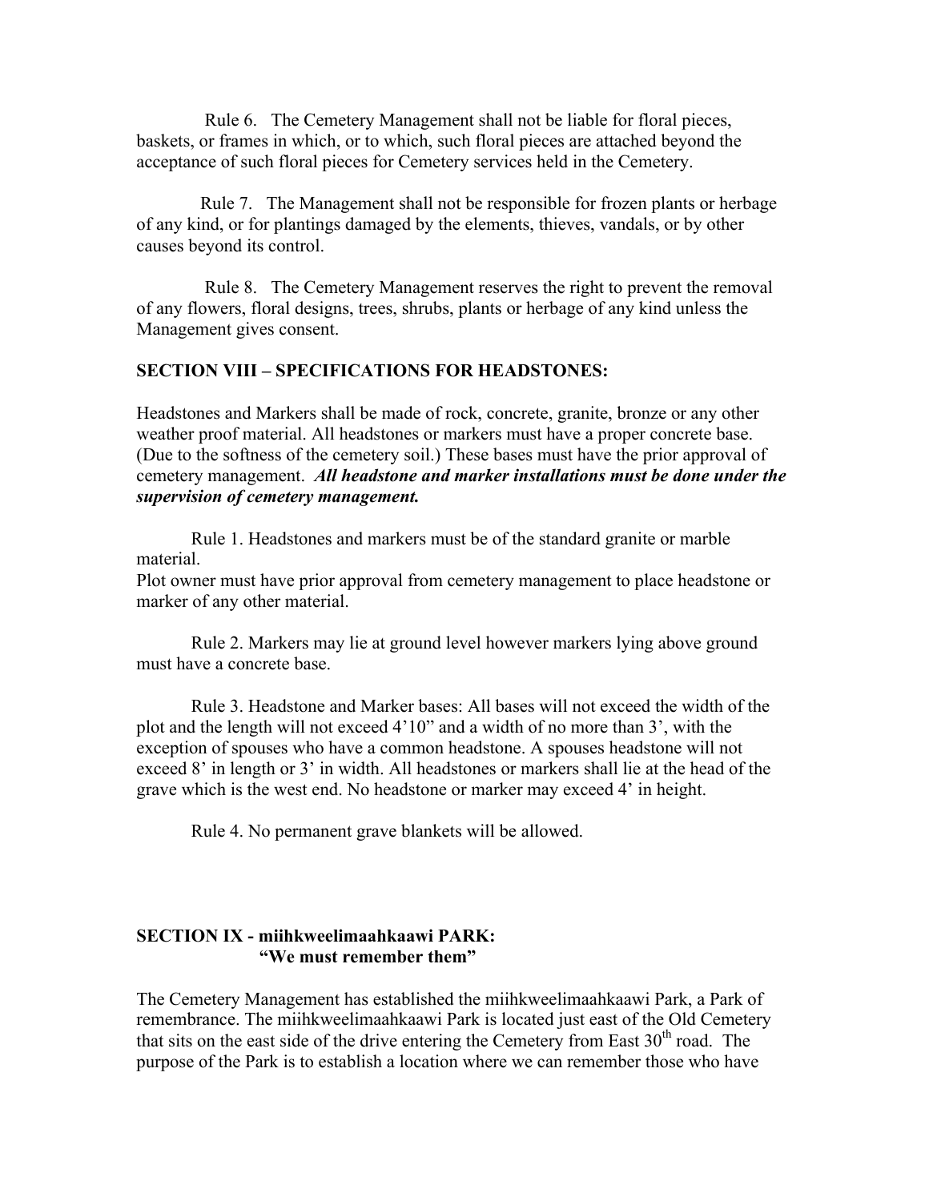Rule 6. The Cemetery Management shall not be liable for floral pieces, baskets, or frames in which, or to which, such floral pieces are attached beyond the acceptance of such floral pieces for Cemetery services held in the Cemetery.

Rule 7. The Management shall not be responsible for frozen plants or herbage of any kind, or for plantings damaged by the elements, thieves, vandals, or by other causes beyond its control.

Rule 8. The Cemetery Management reserves the right to prevent the removal of any flowers, floral designs, trees, shrubs, plants or herbage of any kind unless the Management gives consent.

**SECTION VIII – SPECIFICATIONS FOR HEADSTONES:**

Headstones and Markers shall be made of rock, concrete, granite, bronze or any other weather proof material. All headstones or markers must have a proper concrete base. (Due to the softness of the cemetery soil.) These bases must have the prior approval of cemetery management. ***All headstone and marker installations must be done under the supervision of cemetery management.***

Rule 1. Headstones and markers must be of the standard granite or marble material.
Plot owner must have prior approval from cemetery management to place headstone or marker of any other material.

Rule 2. Markers may lie at ground level however markers lying above ground must have a concrete base.

Rule 3. Headstone and Marker bases: All bases will not exceed the width of the plot and the length will not exceed 4'10" and a width of no more than 3', with the exception of spouses who have a common headstone. A spouses headstone will not exceed 8' in length or 3' in width. All headstones or markers shall lie at the head of the grave which is the west end. No headstone or marker may exceed 4' in height.

Rule 4. No permanent grave blankets will be allowed.

**SECTION IX - miihkweelimaahkaawi PARK:**
**"We must remember them"**

The Cemetery Management has established the miihkweelimaahkaawi Park, a Park of remembrance. The miihkweelimaahkaawi Park is located just east of the Old Cemetery that sits on the east side of the drive entering the Cemetery from East 30th road. The purpose of the Park is to establish a location where we can remember those who have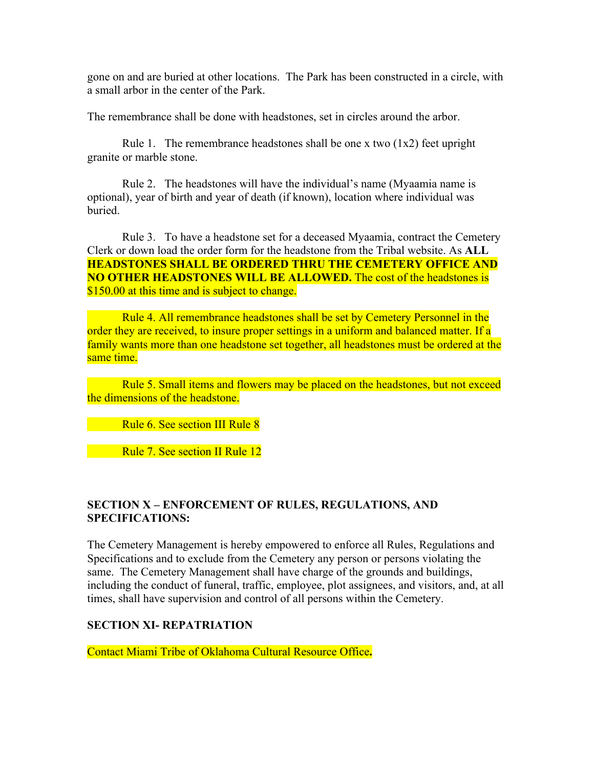gone on and are buried at other locations. The Park has been constructed in a circle, with a small arbor in the center of the Park.

The remembrance shall be done with headstones, set in circles around the arbor.

Rule 1. The remembrance headstones shall be one x two (1x2) feet upright granite or marble stone.

Rule 2. The headstones will have the individual's name (Myaamia name is optional), year of birth and year of death (if known), location where individual was buried.

Rule 3. To have a headstone set for a deceased Myaamia, contract the Cemetery Clerk or down load the order form for the headstone from the Tribal website. As **ALL HEADSTONES SHALL BE ORDERED THRU THE CEMETERY OFFICE AND NO OTHER HEADSTONES WILL BE ALLOWED.** The cost of the headstones is $150.00 at this time and is subject to change.

Rule 4. All remembrance headstones shall be set by Cemetery Personnel in the order they are received, to insure proper settings in a uniform and balanced matter. If a family wants more than one headstone set together, all headstones must be ordered at the same time.

Rule 5. Small items and flowers may be placed on the headstones, but not exceed the dimensions of the headstone.

Rule 6. See section III Rule 8

Rule 7. See section II Rule 12

## SECTION X – ENFORCEMENT OF RULES, REGULATIONS, AND SPECIFICATIONS:

The Cemetery Management is hereby empowered to enforce all Rules, Regulations and Specifications and to exclude from the Cemetery any person or persons violating the same. The Cemetery Management shall have charge of the grounds and buildings, including the conduct of funeral, traffic, employee, plot assignees, and visitors, and, at all times, shall have supervision and control of all persons within the Cemetery.

## SECTION XI- REPATRIATION

Contact Miami Tribe of Oklahoma Cultural Resource Office.